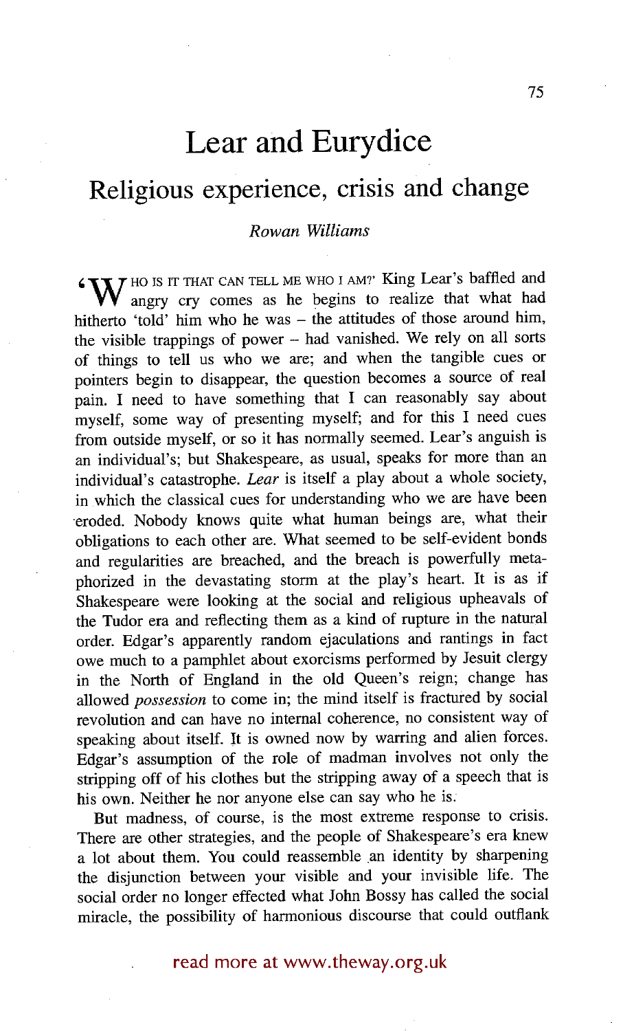# Lear and Eurydice

## Religious experience, crisis and change

*Rowan Williams*

'WHO IS IT THAT CAN TELL ME WHO I AM?' King Lear's baffled and angry cry comes as he begins to realize that what had hitherto 'told' him who he was – the attitudes of those around him, the visible trappings of power – had vanished. We rely on all sorts of things to tell us who we are; and when the tangible cues or pointers begin to disappear, the question becomes a source of real pain. I need to have something that I can reasonably say about myself, some way of presenting myself; and for this I need cues from outside myself, or so it has normally seemed. Lear's anguish is an individual's; but Shakespeare, as usual, speaks for more than an individual's catastrophe. *Lear* is itself a play about a whole society, in which the classical cues for understanding who we are have been eroded. Nobody knows quite what human beings are, what their obligations to each other are. What seemed to be self-evident bonds and regularities are breached, and the breach is powerfully metaphorized in the devastating storm at the play's heart. It is as if Shakespeare were looking at the social and religious upheavals of the Tudor era and reflecting them as a kind of rupture in the natural order. Edgar's apparently random ejaculations and rantings in fact owe much to a pamphlet about exorcisms performed by Jesuit clergy in the North of England in the old Queen's reign; change has allowed *possession* to come in; the mind itself is fractured by social revolution and can have no internal coherence, no consistent way of speaking about itself. It is owned now by warring and alien forces. Edgar's assumption of the role of madman involves not only the stripping off of his clothes but the stripping away of a speech that is his own. Neither he nor anyone else can say who he is.

But madness, of course, is the most extreme response to crisis. There are other strategies, and the people of Shakespeare's era knew a lot about them. You could reassemble an identity by sharpening the disjunction between your visible and your invisible life. The social order no longer effected what John Bossy has called the social miracle, the possibility of harmonious discourse that could outflank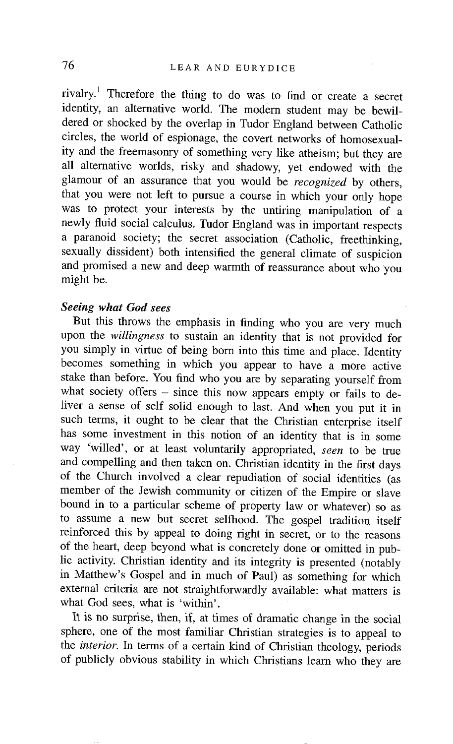rivalry.[1] Therefore the thing to do was to find or create a secret identity, an alternative world. The modern student may be bewildered or shocked by the overlap in Tudor England between Catholic circles, the world of espionage, the covert networks of homosexuality and the freemasonry of something very like atheism; but they are all alternative worlds, risky and shadowy, yet endowed with the glamour of an assurance that you would be *recognized* by others, that you were not left to pursue a course in which your only hope was to protect your interests by the untiring manipulation of a newly fluid social calculus. Tudor England was in important respects a paranoid society; the secret association (Catholic, freethinking, sexually dissident) both intensified the general climate of suspicion and promised a new and deep warmth of reassurance about who you might be.

### *Seeing what God sees*

But this throws the emphasis in finding who you are very much upon the *willingness* to sustain an identity that is not provided for you simply in virtue of being born into this time and place. Identity becomes something in which you appear to have a more active stake than before. You find who you are by separating yourself from what society offers – since this now appears empty or fails to deliver a sense of self solid enough to last. And when you put it in such terms, it ought to be clear that the Christian enterprise itself has some investment in this notion of an identity that is in some way 'willed', or at least voluntarily appropriated, *seen* to be true and compelling and then taken on. Christian identity in the first days of the Church involved a clear repudiation of social identities (as member of the Jewish community or citizen of the Empire or slave bound in to a particular scheme of property law or whatever) so as to assume a new but secret selfhood. The gospel tradition itself reinforced this by appeal to doing right in secret, or to the reasons of the heart, deep beyond what is concretely done or omitted in public activity. Christian identity and its integrity is presented (notably in Matthew's Gospel and in much of Paul) as something for which external criteria are not straightforwardly available: what matters is what God sees, what is 'within'.

It is no surprise, then, if, at times of dramatic change in the social sphere, one of the most familiar Christian strategies is to appeal to the *interior*. In terms of a certain kind of Christian theology, periods of publicly obvious stability in which Christians learn who they are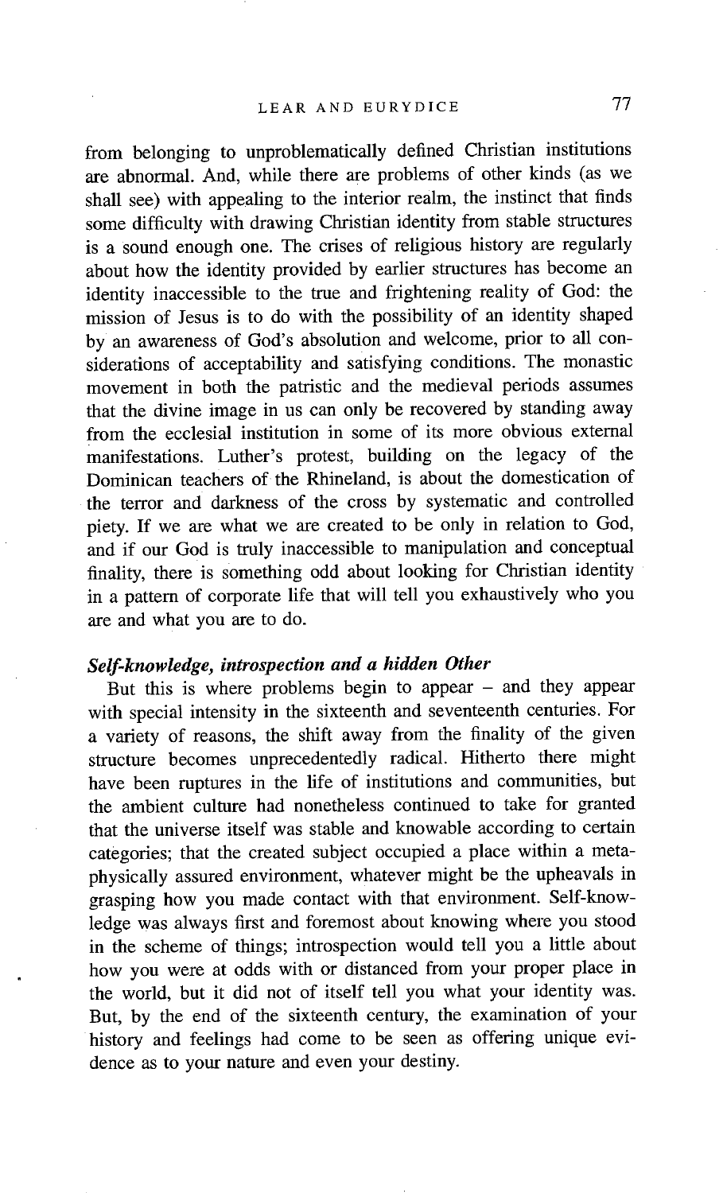from belonging to unproblematically defined Christian institutions are abnormal. And, while there are problems of other kinds (as we shall see) with appealing to the interior realm, the instinct that finds some difficulty with drawing Christian identity from stable structures is a sound enough one. The crises of religious history are regularly about how the identity provided by earlier structures has become an identity inaccessible to the true and frightening reality of God: the mission of Jesus is to do with the possibility of an identity shaped by an awareness of God's absolution and welcome, prior to all considerations of acceptability and satisfying conditions. The monastic movement in both the patristic and the medieval periods assumes that the divine image in us can only be recovered by standing away from the ecclesial institution in some of its more obvious external manifestations. Luther's protest, building on the legacy of the Dominican teachers of the Rhineland, is about the domestication of the terror and darkness of the cross by systematic and controlled piety. If we are what we are created to be only in relation to God, and if our God is truly inaccessible to manipulation and conceptual finality, there is something odd about looking for Christian identity in a pattern of corporate life that will tell you exhaustively who you are and what you are to do.

### *Self-knowledge, introspection and a hidden Other*

But this is where problems begin to appear – and they appear with special intensity in the sixteenth and seventeenth centuries. For a variety of reasons, the shift away from the finality of the given structure becomes unprecedentedly radical. Hitherto there might have been ruptures in the life of institutions and communities, but the ambient culture had nonetheless continued to take for granted that the universe itself was stable and knowable according to certain categories; that the created subject occupied a place within a metaphysically assured environment, whatever might be the upheavals in grasping how you made contact with that environment. Self-knowledge was always first and foremost about knowing where you stood in the scheme of things; introspection would tell you a little about how you were at odds with or distanced from your proper place in the world, but it did not of itself tell you what your identity was. But, by the end of the sixteenth century, the examination of your history and feelings had come to be seen as offering unique evidence as to your nature and even your destiny.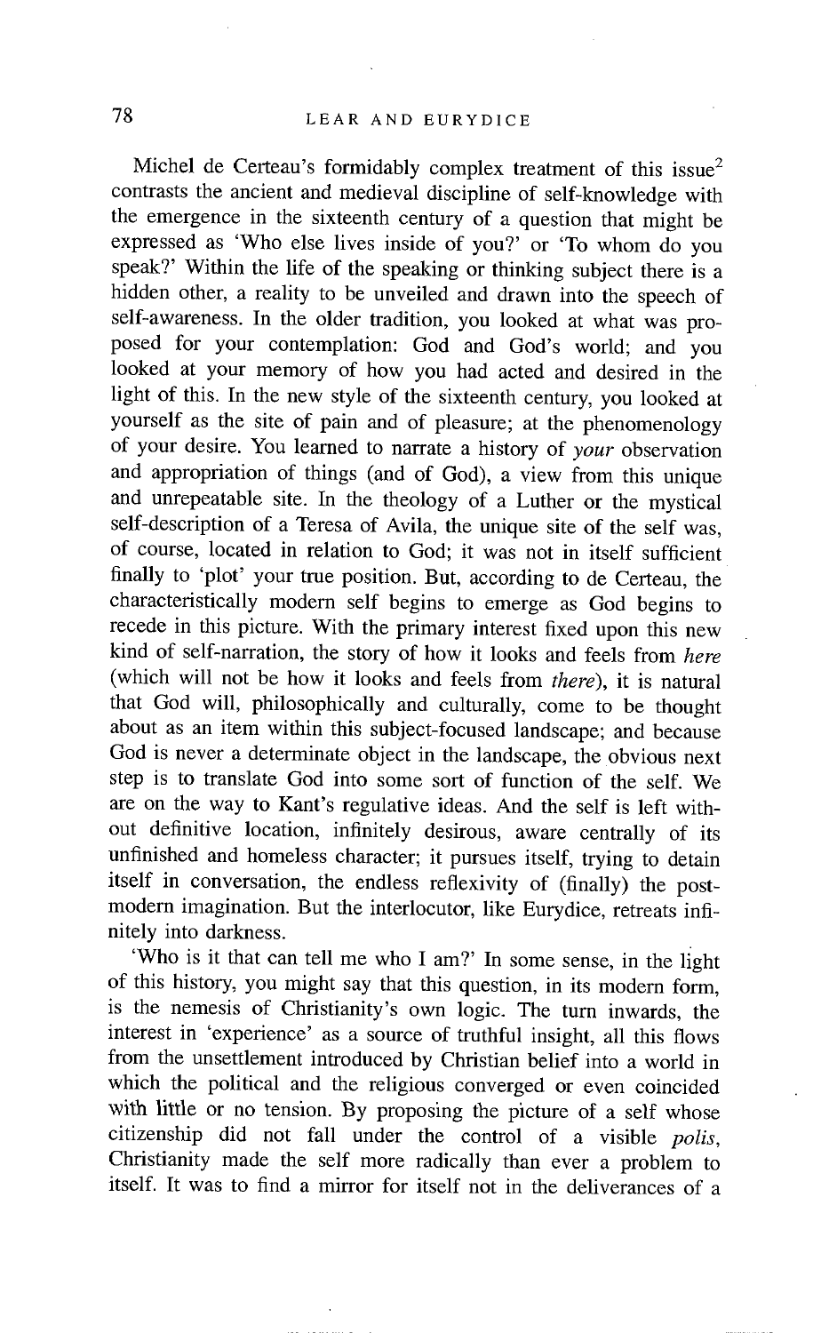Michel de Certeau's formidably complex treatment of this issue[2] contrasts the ancient and medieval discipline of self-knowledge with the emergence in the sixteenth century of a question that might be expressed as 'Who else lives inside of you?' or 'To whom do you speak?' Within the life of the speaking or thinking subject there is a hidden other, a reality to be unveiled and drawn into the speech of self-awareness. In the older tradition, you looked at what was proposed for your contemplation: God and God's world; and you looked at your memory of how you had acted and desired in the light of this. In the new style of the sixteenth century, you looked at yourself as the site of pain and of pleasure; at the phenomenology of your desire. You learned to narrate a history of *your* observation and appropriation of things (and of God), a view from this unique and unrepeatable site. In the theology of a Luther or the mystical self-description of a Teresa of Avila, the unique site of the self was, of course, located in relation to God; it was not in itself sufficient finally to 'plot' your true position. But, according to de Certeau, the characteristically modern self begins to emerge as God begins to recede in this picture. With the primary interest fixed upon this new kind of self-narration, the story of how it looks and feels from *here* (which will not be how it looks and feels from *there*), it is natural that God will, philosophically and culturally, come to be thought about as an item within this subject-focused landscape; and because God is never a determinate object in the landscape, the obvious next step is to translate God into some sort of function of the self. We are on the way to Kant's regulative ideas. And the self is left without definitive location, infinitely desirous, aware centrally of its unfinished and homeless character; it pursues itself, trying to detain itself in conversation, the endless reflexivity of (finally) the postmodern imagination. But the interlocutor, like Eurydice, retreats infinitely into darkness.

'Who is it that can tell me who I am?' In some sense, in the light of this history, you might say that this question, in its modern form, is the nemesis of Christianity's own logic. The turn inwards, the interest in 'experience' as a source of truthful insight, all this flows from the unsettlement introduced by Christian belief into a world in which the political and the religious converged or even coincided with little or no tension. By proposing the picture of a self whose citizenship did not fall under the control of a visible *polis*, Christianity made the self more radically than ever a problem to itself. It was to find a mirror for itself not in the deliverances of a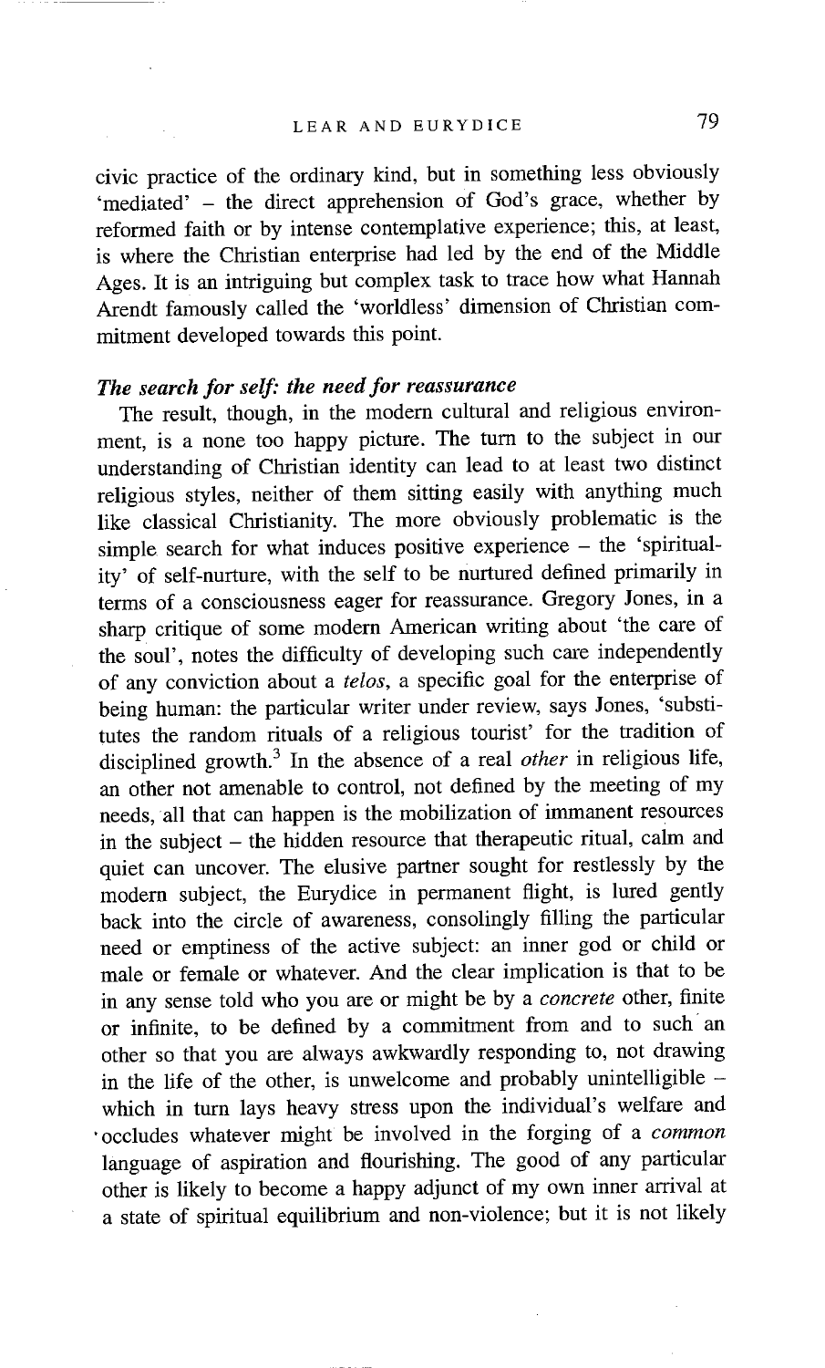civic practice of the ordinary kind, but in something less obviously 'mediated' – the direct apprehension of God's grace, whether by reformed faith or by intense contemplative experience; this, at least, is where the Christian enterprise had led by the end of the Middle Ages. It is an intriguing but complex task to trace how what Hannah Arendt famously called the 'worldless' dimension of Christian commitment developed towards this point.

### *The search for self: the need for reassurance*

The result, though, in the modern cultural and religious environment, is a none too happy picture. The turn to the subject in our understanding of Christian identity can lead to at least two distinct religious styles, neither of them sitting easily with anything much like classical Christianity. The more obviously problematic is the simple search for what induces positive experience – the 'spirituality' of self-nurture, with the self to be nurtured defined primarily in terms of a consciousness eager for reassurance. Gregory Jones, in a sharp critique of some modern American writing about 'the care of the soul', notes the difficulty of developing such care independently of any conviction about a *telos*, a specific goal for the enterprise of being human: the particular writer under review, says Jones, 'substitutes the random rituals of a religious tourist' for the tradition of disciplined growth.[3] In the absence of a real *other* in religious life, an other not amenable to control, not defined by the meeting of my needs, all that can happen is the mobilization of immanent resources in the subject – the hidden resource that therapeutic ritual, calm and quiet can uncover. The elusive partner sought for restlessly by the modern subject, the Eurydice in permanent flight, is lured gently back into the circle of awareness, consolingly filling the particular need or emptiness of the active subject: an inner god or child or male or female or whatever. And the clear implication is that to be in any sense told who you are or might be by a *concrete* other, finite or infinite, to be defined by a commitment from and to such an other so that you are always awkwardly responding to, not drawing in the life of the other, is unwelcome and probably unintelligible – which in turn lays heavy stress upon the individual's welfare and occludes whatever might be involved in the forging of a *common* language of aspiration and flourishing. The good of any particular other is likely to become a happy adjunct of my own inner arrival at a state of spiritual equilibrium and non-violence; but it is not likely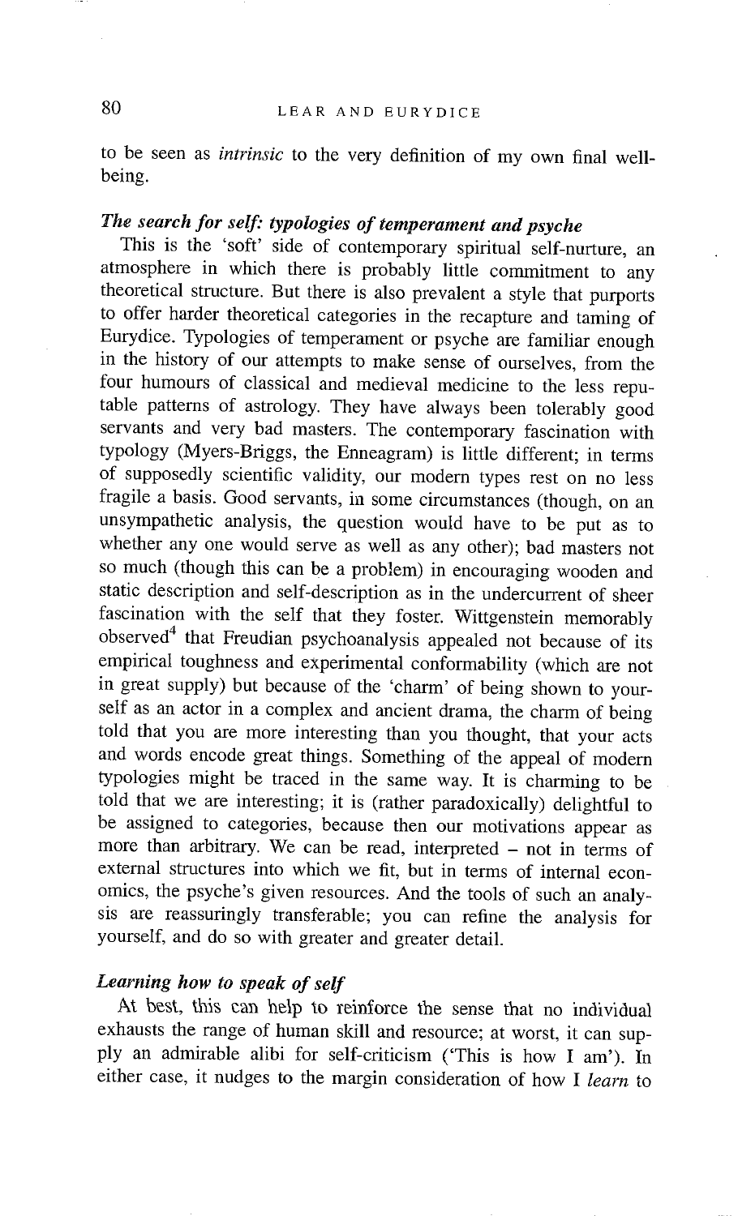to be seen as *intrinsic* to the very definition of my own final well-being.

### *The search for self: typologies of temperament and psyche*

This is the 'soft' side of contemporary spiritual self-nurture, an atmosphere in which there is probably little commitment to any theoretical structure. But there is also prevalent a style that purports to offer harder theoretical categories in the recapture and taming of Eurydice. Typologies of temperament or psyche are familiar enough in the history of our attempts to make sense of ourselves, from the four humours of classical and medieval medicine to the less reputable patterns of astrology. They have always been tolerably good servants and very bad masters. The contemporary fascination with typology (Myers-Briggs, the Enneagram) is little different; in terms of supposedly scientific validity, our modern types rest on no less fragile a basis. Good servants, in some circumstances (though, on an unsympathetic analysis, the question would have to be put as to whether any one would serve as well as any other); bad masters not so much (though this can be a problem) in encouraging wooden and static description and self-description as in the undercurrent of sheer fascination with the self that they foster. Wittgenstein memorably observed[4] that Freudian psychoanalysis appealed not because of its empirical toughness and experimental conformability (which are not in great supply) but because of the 'charm' of being shown to yourself as an actor in a complex and ancient drama, the charm of being told that you are more interesting than you thought, that your acts and words encode great things. Something of the appeal of modern typologies might be traced in the same way. It is charming to be told that we are interesting; it is (rather paradoxically) delightful to be assigned to categories, because then our motivations appear as more than arbitrary. We can be read, interpreted – not in terms of external structures into which we fit, but in terms of internal economics, the psyche's given resources. And the tools of such an analysis are reassuringly transferable; you can refine the analysis for yourself, and do so with greater and greater detail.

### *Learning how to speak of self*

At best, this can help to reinforce the sense that no individual exhausts the range of human skill and resource; at worst, it can supply an admirable alibi for self-criticism ('This is how I am'). In either case, it nudges to the margin consideration of how I *learn* to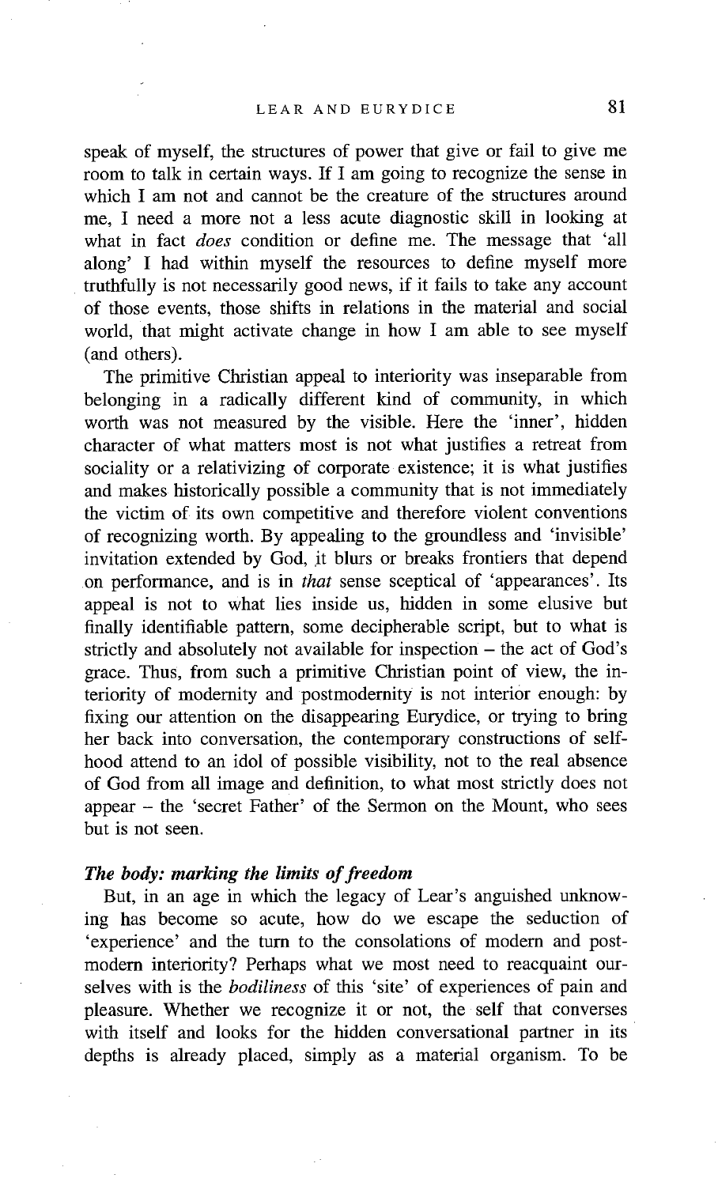speak of myself, the structures of power that give or fail to give me room to talk in certain ways. If I am going to recognize the sense in which I am not and cannot be the creature of the structures around me, I need a more not a less acute diagnostic skill in looking at what in fact *does* condition or define me. The message that 'all along' I had within myself the resources to define myself more truthfully is not necessarily good news, if it fails to take any account of those events, those shifts in relations in the material and social world, that might activate change in how I am able to see myself (and others).

The primitive Christian appeal to interiority was inseparable from belonging in a radically different kind of community, in which worth was not measured by the visible. Here the 'inner', hidden character of what matters most is not what justifies a retreat from sociality or a relativizing of corporate existence; it is what justifies and makes historically possible a community that is not immediately the victim of its own competitive and therefore violent conventions of recognizing worth. By appealing to the groundless and 'invisible' invitation extended by God, it blurs or breaks frontiers that depend on performance, and is in *that* sense sceptical of 'appearances'. Its appeal is not to what lies inside us, hidden in some elusive but finally identifiable pattern, some decipherable script, but to what is strictly and absolutely not available for inspection – the act of God's grace. Thus, from such a primitive Christian point of view, the interiority of modernity and postmodernity is not interior enough: by fixing our attention on the disappearing Eurydice, or trying to bring her back into conversation, the contemporary constructions of selfhood attend to an idol of possible visibility, not to the real absence of God from all image and definition, to what most strictly does not appear – the 'secret Father' of the Sermon on the Mount, who sees but is not seen.

### *The body: marking the limits of freedom*

But, in an age in which the legacy of Lear's anguished unknowing has become so acute, how do we escape the seduction of 'experience' and the turn to the consolations of modern and postmodern interiority? Perhaps what we most need to reacquaint ourselves with is the *bodiliness* of this 'site' of experiences of pain and pleasure. Whether we recognize it or not, the self that converses with itself and looks for the hidden conversational partner in its depths is already placed, simply as a material organism. To be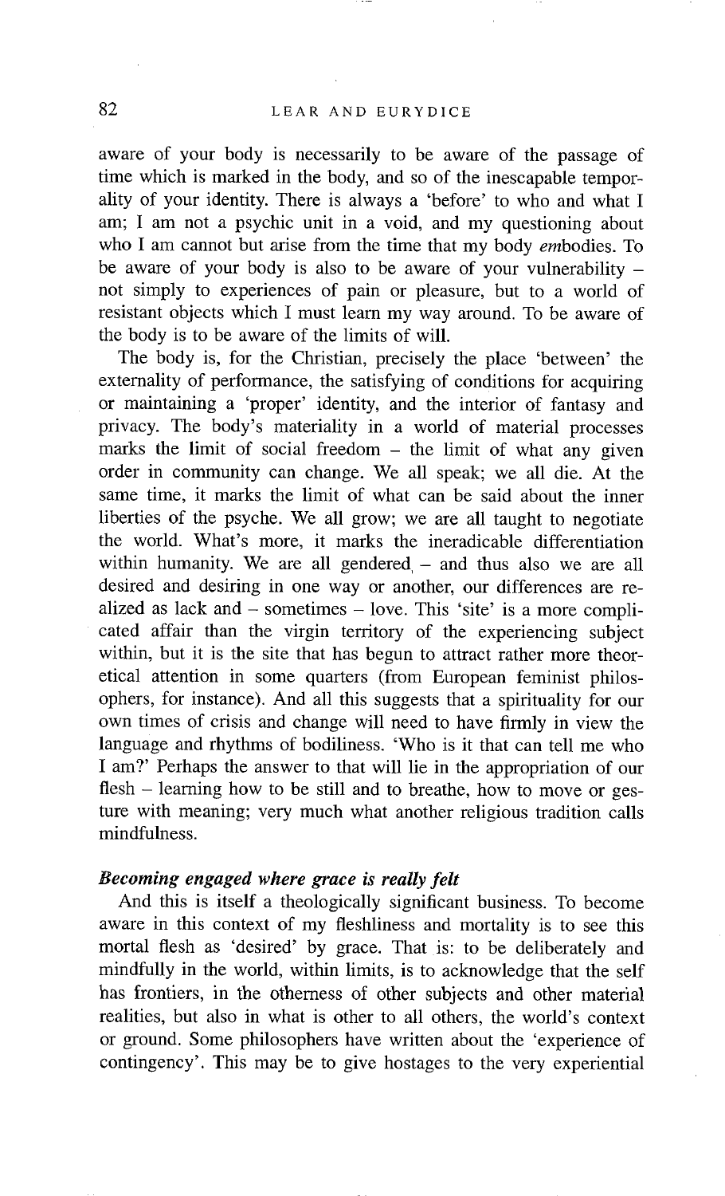aware of your body is necessarily to be aware of the passage of time which is marked in the body, and so of the inescapable temporality of your identity. There is always a 'before' to who and what I am; I am not a psychic unit in a void, and my questioning about who I am cannot but arise from the time that my body *em*bodies. To be aware of your body is also to be aware of your vulnerability – not simply to experiences of pain or pleasure, but to a world of resistant objects which I must learn my way around. To be aware of the body is to be aware of the limits of will.

The body is, for the Christian, precisely the place 'between' the externality of performance, the satisfying of conditions for acquiring or maintaining a 'proper' identity, and the interior of fantasy and privacy. The body's materiality in a world of material processes marks the limit of social freedom – the limit of what any given order in community can change. We all speak; we all die. At the same time, it marks the limit of what can be said about the inner liberties of the psyche. We all grow; we are all taught to negotiate the world. What's more, it marks the ineradicable differentiation within humanity. We are all gendered – and thus also we are all desired and desiring in one way or another, our differences are realized as lack and – sometimes – love. This 'site' is a more complicated affair than the virgin territory of the experiencing subject within, but it is the site that has begun to attract rather more theoretical attention in some quarters (from European feminist philosophers, for instance). And all this suggests that a spirituality for our own times of crisis and change will need to have firmly in view the language and rhythms of bodiliness. 'Who is it that can tell me who I am?' Perhaps the answer to that will lie in the appropriation of our flesh – learning how to be still and to breathe, how to move or gesture with meaning; very much what another religious tradition calls mindfulness.

### *Becoming engaged where grace is really felt*

And this is itself a theologically significant business. To become aware in this context of my fleshliness and mortality is to see this mortal flesh as 'desired' by grace. That is: to be deliberately and mindfully in the world, within limits, is to acknowledge that the self has frontiers, in the otherness of other subjects and other material realities, but also in what is other to all others, the world's context or ground. Some philosophers have written about the 'experience of contingency'. This may be to give hostages to the very experiential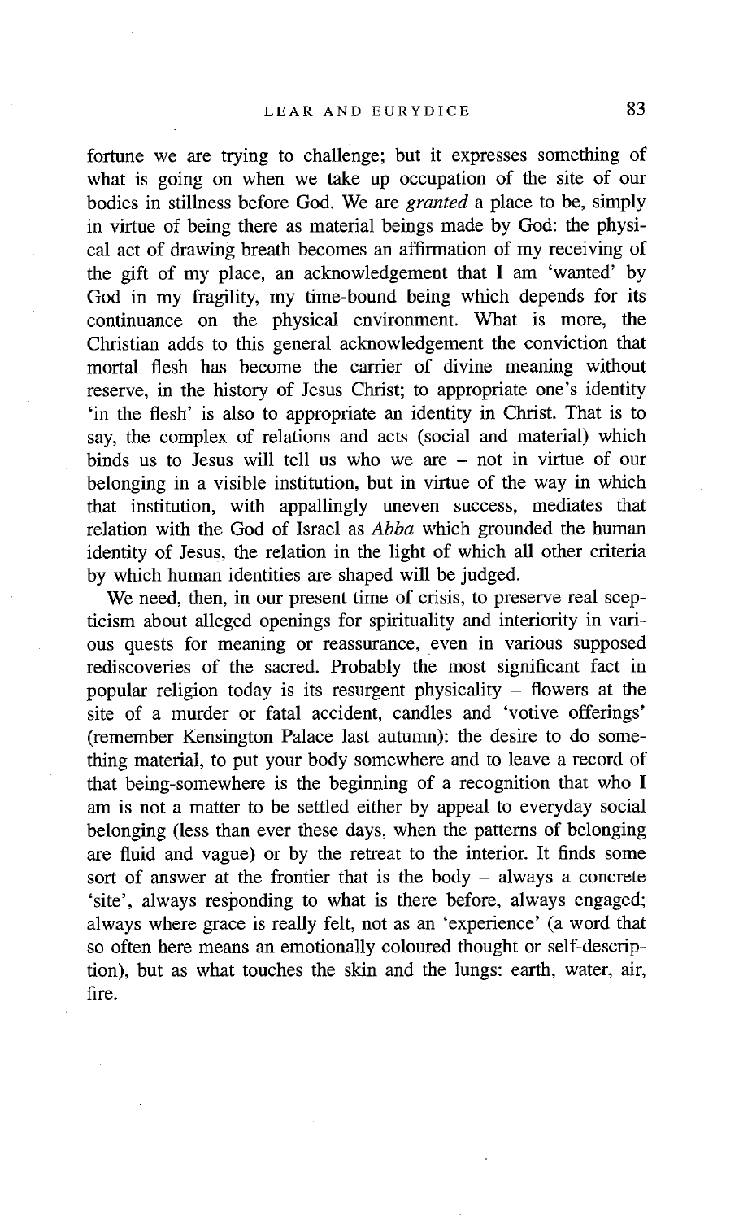fortune we are trying to challenge; but it expresses something of what is going on when we take up occupation of the site of our bodies in stillness before God. We are *granted* a place to be, simply in virtue of being there as material beings made by God: the physical act of drawing breath becomes an affirmation of my receiving of the gift of my place, an acknowledgement that I am 'wanted' by God in my fragility, my time-bound being which depends for its continuance on the physical environment. What is more, the Christian adds to this general acknowledgement the conviction that mortal flesh has become the carrier of divine meaning without reserve, in the history of Jesus Christ; to appropriate one's identity 'in the flesh' is also to appropriate an identity in Christ. That is to say, the complex of relations and acts (social and material) which binds us to Jesus will tell us who we are – not in virtue of our belonging in a visible institution, but in virtue of the way in which that institution, with appallingly uneven success, mediates that relation with the God of Israel as *Abba* which grounded the human identity of Jesus, the relation in the light of which all other criteria by which human identities are shaped will be judged.

We need, then, in our present time of crisis, to preserve real scepticism about alleged openings for spirituality and interiority in various quests for meaning or reassurance, even in various supposed rediscoveries of the sacred. Probably the most significant fact in popular religion today is its resurgent physicality – flowers at the site of a murder or fatal accident, candles and 'votive offerings' (remember Kensington Palace last autumn): the desire to do something material, to put your body somewhere and to leave a record of that being-somewhere is the beginning of a recognition that who I am is not a matter to be settled either by appeal to everyday social belonging (less than ever these days, when the patterns of belonging are fluid and vague) or by the retreat to the interior. It finds some sort of answer at the frontier that is the body – always a concrete 'site', always responding to what is there before, always engaged; always where grace is really felt, not as an 'experience' (a word that so often here means an emotionally coloured thought or self-description), but as what touches the skin and the lungs: earth, water, air, fire.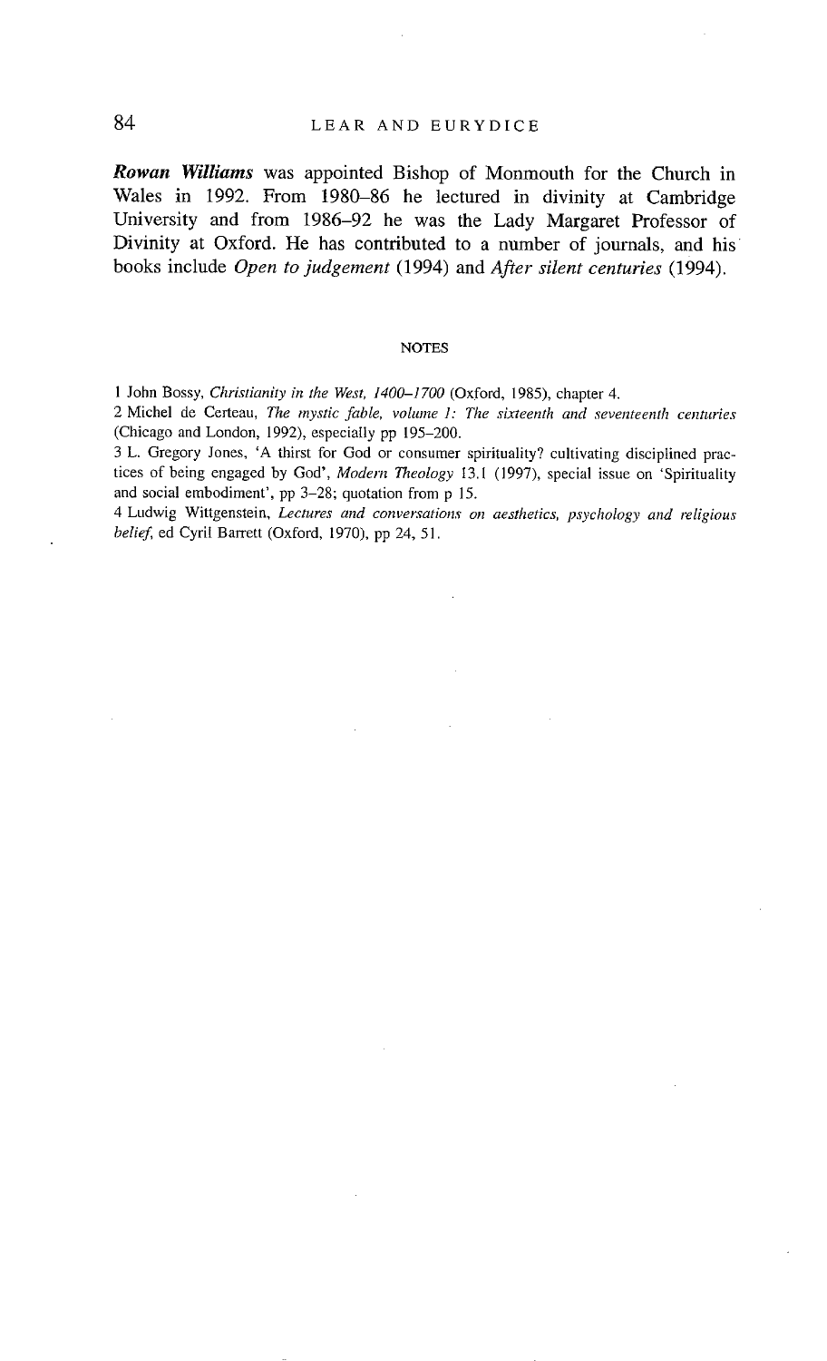***Rowan Williams*** was appointed Bishop of Monmouth for the Church in Wales in 1992. From 1980–86 he lectured in divinity at Cambridge University and from 1986–92 he was the Lady Margaret Professor of Divinity at Oxford. He has contributed to a number of journals, and his books include *Open to judgement* (1994) and *After silent centuries* (1994).

## NOTES

1 John Bossy, *Christianity in the West, 1400–1700* (Oxford, 1985), chapter 4.

2 Michel de Certeau, *The mystic fable, volume 1: The sixteenth and seventeenth centuries* (Chicago and London, 1992), especially pp 195–200.

3 L. Gregory Jones, 'A thirst for God or consumer spirituality? cultivating disciplined practices of being engaged by God', *Modern Theology* 13.1 (1997), special issue on 'Spirituality and social embodiment', pp 3–28; quotation from p 15.

4 Ludwig Wittgenstein, *Lectures and conversations on aesthetics, psychology and religious belief*, ed Cyril Barrett (Oxford, 1970), pp 24, 51.